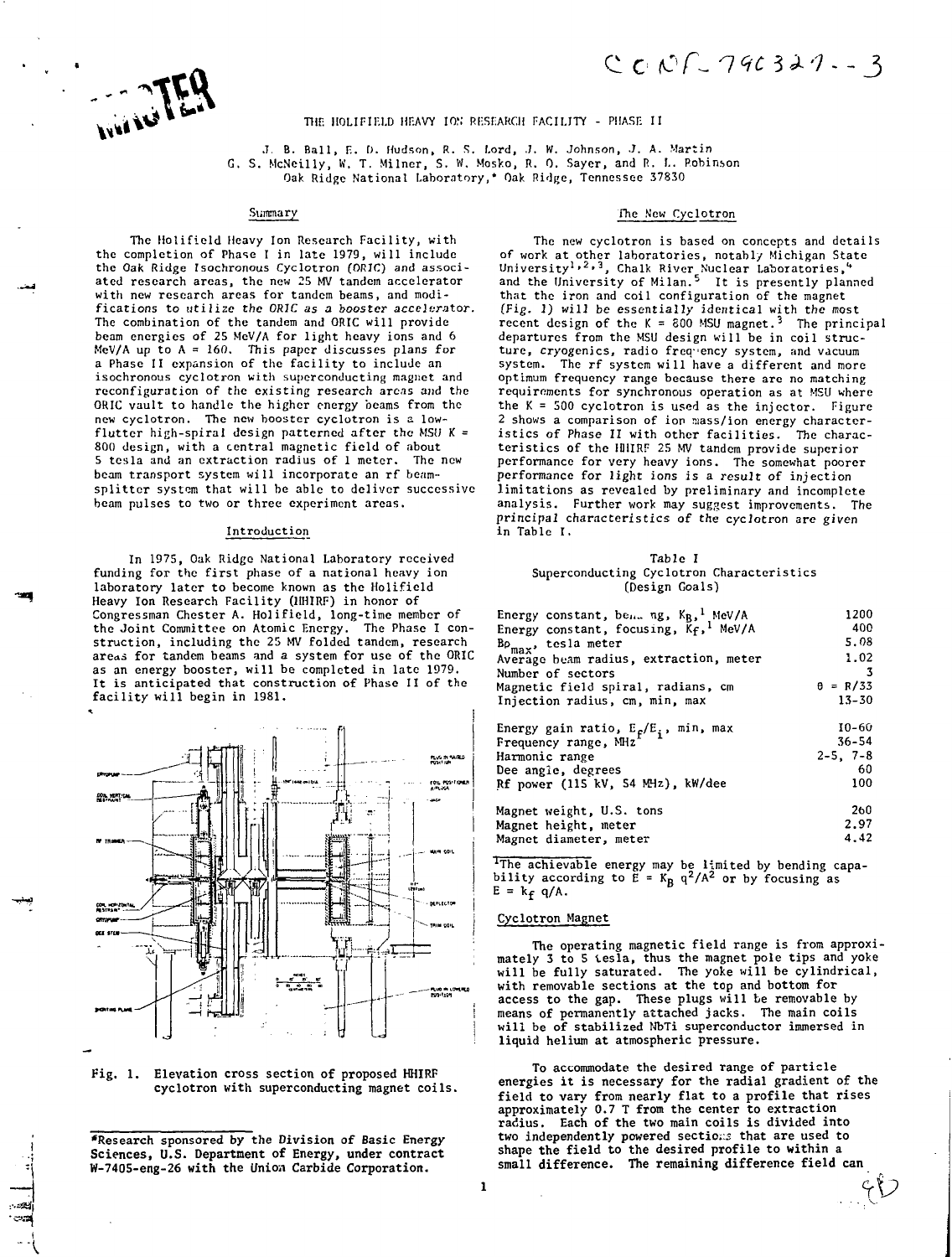CONF-790327--3

MASTER

# THE HOLIFIELD HEAVY ION RESEARCH FACILITY - PHASE II

J. B. Ball, E. D. Hudson, R. S. Lord, J. W. Johnson, J. A. Martin
G. S. McNeilly, W. T. Milner, S. W. Mosko, R. O. Sayer, and R. L. Robinson
Oak Ridge National Laboratory,* Oak Ridge, Tennessee 37830

## Summary

The Holifield Heavy Ion Research Facility, with the completion of Phase I in late 1979, will include the Oak Ridge Isochronous Cyclotron (ORIC) and associated research areas, the new 25 MV tandem accelerator with new research areas for tandem beams, and modifications to utilize the ORIC as a booster accelerator. The combination of the tandem and ORIC will provide beam energies of 25 MeV/A for light heavy ions and 6 MeV/A up to A = 160. This paper discusses plans for a Phase II expansion of the facility to include an isochronous cyclotron with superconducting magnet and reconfiguration of the existing research areas and the ORIC vault to handle the higher energy beams from the new cyclotron. The new booster cyclotron is a low-flutter high-spiral design patterned after the MSU K = 800 design, with a central magnetic field of about 5 tesla and an extraction radius of 1 meter. The new beam transport system will incorporate an rf beam-splitter system that will be able to deliver successive beam pulses to two or three experiment areas.

## Introduction

In 1975, Oak Ridge National Laboratory received funding for the first phase of a national heavy ion laboratory later to become known as the Holifield Heavy Ion Research Facility (HHIRF) in honor of Congressman Chester A. Holifield, long-time member of the Joint Committee on Atomic Energy. The Phase I construction, including the 25 MV folded tandem, research areas for tandem beams and a system for use of the ORIC as an energy booster, will be completed in late 1979. It is anticipated that construction of Phase II of the facility will begin in 1981.

Fig. 1. Elevation cross section of proposed HHIRF cyclotron with superconducting magnet coils.

*Research sponsored by the Division of Basic Energy Sciences, U.S. Department of Energy, under contract W-7405-eng-26 with the Union Carbide Corporation.

## The New Cyclotron

The new cyclotron is based on concepts and details of work at other laboratories, notably Michigan State University[1,2,3], Chalk River Nuclear Laboratories,[4] and the University of Milan.[5] It is presently planned that the iron and coil configuration of the magnet (Fig. 1) will be essentially identical with the most recent design of the K = 800 MSU magnet.[3] The principal departures from the MSU design will be in coil structure, cryogenics, radio frequency system, and vacuum system. The rf system will have a different and more optimum frequency range because there are no matching requirements for synchronous operation as at MSU where the K = 500 cyclotron is used as the injector. Figure 2 shows a comparison of ion mass/ion energy characteristics of Phase II with other facilities. The characteristics of the HHIRF 25 MV tandem provide superior performance for very heavy ions. The somewhat poorer performance for light ions is a result of injection limitations as revealed by preliminary and incomplete analysis. Further work may suggest improvements. The principal characteristics of the cyclotron are given in Table I.

Table I
Superconducting Cyclotron Characteristics
(Design Goals)

| Parameter | Value |
|---|---|
| Energy constant, bending, $K_B$,[1] MeV/A | 1200 |
| Energy constant, focusing, $K_f$,[1] MeV/A | 400 |
| $B\rho_{max}$, tesla meter | 5.08 |
| Average beam radius, extraction, meter | 1.02 |
| Number of sectors | 3 |
| Magnetic field spiral, radians, cm | $\theta = R/33$ |
| Injection radius, cm, min, max | 13-30 |
| Energy gain ratio, $E_f/E_i$, min, max | 10-60 |
| Frequency range, MHz | 36-54 |
| Harmonic range | 2-5, 7-8 |
| Dee angle, degrees | 60 |
| Rf power (115 kV, 54 MHz), kW/dee | 100 |
| Magnet weight, U.S. tons | 260 |
| Magnet height, meter | 2.97 |
| Magnet diameter, meter | 4.42 |

[1]The achievable energy may be limited by bending capability according to $E = K_B\, q^2/A^2$ or by focusing as $E = k_f\, q/A$.

### Cyclotron Magnet

The operating magnetic field range is from approximately 3 to 5 tesla, thus the magnet pole tips and yoke will be fully saturated. The yoke will be cylindrical, with removable sections at the top and bottom for access to the gap. These plugs will be removable by means of permanently attached jacks. The main coils will be of stabilized NbTi superconductor immersed in liquid helium at atmospheric pressure.

To accommodate the desired range of particle energies it is necessary for the radial gradient of the field to vary from nearly flat to a profile that rises approximately 0.7 T from the center to extraction radius. Each of the two main coils is divided into two independently powered sections that are used to shape the field to the desired profile to within a small difference. The remaining difference field can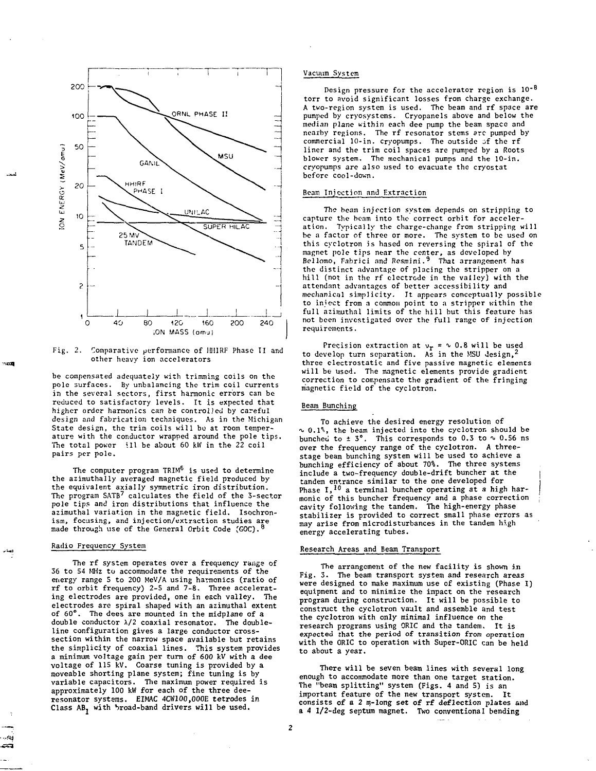Fig. 2. Comparative performance of HHIRF Phase II and other heavy ion accelerators

be compensated adequately with trimming coils on the pole surfaces. By unbalancing the trim coil currents in the several sectors, first harmonic errors can be reduced to satisfactory levels. It is expected that higher order harmonics can be controlled by careful design and fabrication techniques. As in the Michigan State design, the trim coils will be at room temperature with the conductor wrapped around the pole tips. The total power will be about 60 kW in the 22 coil pairs per pole.

The computer program TRIM[6] is used to determine the azimuthally averaged magnetic field produced by the equivalent axially symmetric iron distribution. The program SATB[7] calculates the field of the 3-sector pole tips and iron distributions that influence the azimuthal variation in the magnetic field. Isochronism, focusing, and injection/extraction studies are made through use of the General Orbit Code (GOC).[8]

## Radio Frequency System

The rf system operates over a frequency range of 36 to 54 MHz to accommodate the requirements of the energy range 5 to 200 MeV/A using harmonics (ratio of rf to orbit frequency) 2-5 and 7-8. Three accelerating electrodes are provided, one in each valley. The electrodes are spiral shaped with an azimuthal extent of 60°. The dees are mounted in the midplane of a double conductor $\lambda/2$ coaxial resonator. The double-line configuration gives a large conductor cross-section within the narrow space available but retains the simplicity of coaxial lines. This system provides a minimum voltage gain per turn of 600 kV with a dee voltage of 115 kV. Coarse tuning is provided by a moveable shorting plane system; fine tuning is by variable capacitors. The maximum power required is approximately 100 kW for each of the three dee-resonator systems. EIMAC 4CW100,000E tetrodes in Class $AB_1$ with broad-band drivers will be used.

## Vacuum System

Design pressure for the accelerator region is $10^{-8}$ torr to avoid significant losses from charge exchange. A two-region system is used. The beam and rf space are pumped by cryosystems. Cryopanels above and below the median plane within each dee pump the beam space and nearby regions. The rf resonator stems are pumped by commercial 10-in. cryopumps. The outside of the rf liner and the trim coil spaces are pumped by a Roots blower system. The mechanical pumps and the 10-in. cryopumps are also used to evacuate the cryostat before cool-down.

## Beam Injection and Extraction

The beam injection system depends on stripping to capture the beam into the correct orbit for acceleration. Typically the charge-change from stripping will be a factor of three or more. The system to be used on this cyclotron is based on reversing the spiral of the magnet pole tips near the center, as developed by Bellomo, Fabrici and Resmini.[9] That arrangement has the distinct advantage of placing the stripper on a hill (not in the rf electrode in the valley) with the attendant advantages of better accessibility and mechanical simplicity. It appears conceptually possible to inject from a common point to a stripper within the full azimuthal limits of the hill but this feature has not been investigated over the full range of injection requirements.

Precision extraction at $\nu_r = \sim 0.8$ will be used to develop turn separation. As in the MSU design,[2] three electrostatic and five passive magnetic elements will be used. The magnetic elements provide gradient correction to compensate the gradient of the fringing magnetic field of the cyclotron.

## Beam Bunching

To achieve the desired energy resolution of $\sim 0.1\%$, the beam injected into the cyclotron should be bunched to $\pm 3°$. This corresponds to 0.3 to $\sim 0.56$ ns over the frequency range of the cyclotron. A three-stage beam bunching system will be used to achieve a bunching efficiency of about 70%. The three systems include a two-frequency double-drift buncher at the tandem entrance similar to the one developed for Phase I,[10] a terminal buncher operating at a high harmonic of this buncher frequency and a phase correction cavity following the tandem. The high-energy phase stabilizer is provided to correct small phase errors as may arise from microdisturbances in the tandem high energy accelerating tubes.

## Research Areas and Beam Transport

The arrangement of the new facility is shown in Fig. 3. The beam transport system and research areas were designed to make maximum use of existing (Phase I) equipment and to minimize the impact on the research program during construction. It will be possible to construct the cyclotron vault and assemble and test the cyclotron with only minimal influence on the research programs using ORIC and the tandem. It is expected that the period of transition from operation with the ORIC to operation with Super-ORIC can be held to about a year.

There will be seven beam lines with several long enough to accommodate more than one target station. The "beam splitting" system (Figs. 4 and 5) is an important feature of the new transport system. It consists of a 2 m-long set of rf deflection plates and a 4 1/2-deg septum magnet. Two conventional bending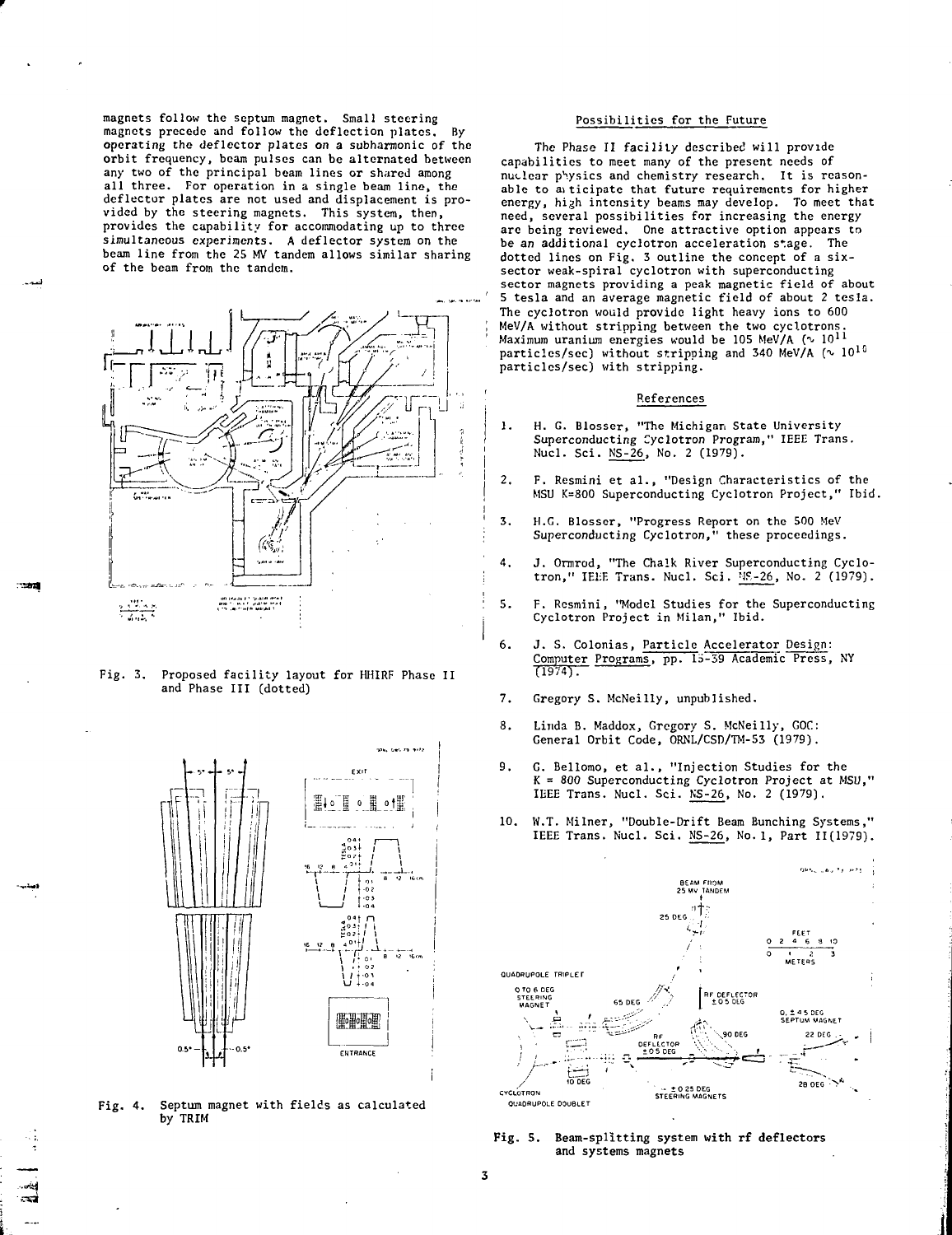magnets follow the septum magnet. Small steering magnets precede and follow the deflection plates. By operating the deflector plates on a subharmonic of the orbit frequency, beam pulses can be alternated between any two of the principal beam lines or shared among all three. For operation in a single beam line, the deflector plates are not used and displacement is provided by the steering magnets. This system, then, provides the capability for accommodating up to three simultaneous experiments. A deflector system on the beam line from the 25 MV tandem allows similar sharing of the beam from the tandem.

Fig. 3. Proposed facility layout for HHIRF Phase II and Phase III (dotted)

EXIT

ENTRANCE

Fig. 4. Septum magnet with fields as calculated by TRIM

## Possibilities for the Future

The Phase II facility described will provide capabilities to meet many of the present needs of nuclear physics and chemistry research. It is reasonable to anticipate that future requirements for higher energy, high intensity beams may develop. To meet that need, several possibilities for increasing the energy are being reviewed. One attractive option appears to be an additional cyclotron acceleration stage. The dotted lines on Fig. 3 outline the concept of a six-sector weak-spiral cyclotron with superconducting sector magnets providing a peak magnetic field of about 5 tesla and an average magnetic field of about 2 tesla. The cyclotron would provide light heavy ions to 600 MeV/A without stripping between the two cyclotrons. Maximum uranium energies would be 105 MeV/A ($\sim 10^{11}$ particles/sec) without stripping and 340 MeV/A ($\sim 10^{10}$ particles/sec) with stripping.

## References

1. H. G. Blosser, "The Michigan State University Superconducting Cyclotron Program," IEEE Trans. Nucl. Sci. NS-26, No. 2 (1979).
2. F. Resmini et al., "Design Characteristics of the MSU K=800 Superconducting Cyclotron Project," Ibid.
3. H.G. Blosser, "Progress Report on the 500 MeV Superconducting Cyclotron," these proceedings.
4. J. Ormrod, "The Chalk River Superconducting Cyclotron," IEEE Trans. Nucl. Sci. NS-26, No. 2 (1979).
5. F. Resmini, "Model Studies for the Superconducting Cyclotron Project in Milan," Ibid.
6. J. S. Colonias, Particle Accelerator Design: Computer Programs, pp. 15-39 Academic Press, NY (1974).
7. Gregory S. McNeilly, unpublished.
8. Linda B. Maddox, Gregory S. McNeilly, GOC: General Orbit Code, ORNL/CSD/TM-53 (1979).
9. G. Bellomo, et al., "Injection Studies for the K = 800 Superconducting Cyclotron Project at MSU," IEEE Trans. Nucl. Sci. NS-26, No. 2 (1979).
10. W.T. Milner, "Double-Drift Beam Bunching Systems," IEEE Trans. Nucl. Sci. NS-26, No. 1, Part II(1979).

BEAM FROM 25 MV TANDEM

25 DEG

FEET

0 2 4 6 8 10

0 1 2 3

METERS

QUADRUPOLE TRIPLET

0 TO 6 DEG STEERING MAGNET

65 DEG

RF DEFLECTOR ±0.5 DEG

0, ±4.5 DEG SEPTUM MAGNET

RF DEFLECTOR ±0.5 DEG

90 DEG

22 DEG

10 DEG

±0.25 DEG STEERING MAGNETS

28 DEG

CYCLOTRON

QUADRUPOLE DOUBLET

Fig. 5. Beam-splitting system with rf deflectors and systems magnets